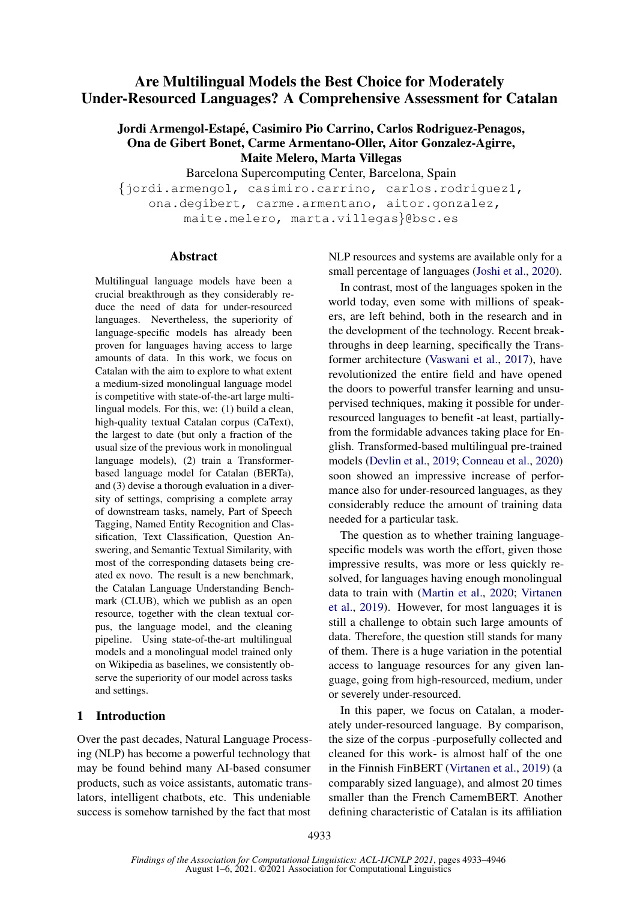# Are Multilingual Models the Best Choice for Moderately Under-Resourced Languages? A Comprehensive Assessment for Catalan

**Jordi Armengol-Estapé, Casimiro Pio Carrino, Carlos Rodriguez-Penagos, Ona de Gibert Bonet, Carme Armentano-Oller, Aitor Gonzalez-Agirre, Maite Melero, Marta Villegas**

Barcelona Supercomputing Center, Barcelona, Spain

{jordi.armengol, casimiro.carrino, carlos.rodriguez1, ona.degibert, carme.armentano, aitor.gonzalez, maite.melero, marta.villegas}@bsc.es

## Abstract

Multilingual language models have been a crucial breakthrough as they considerably reduce the need of data for under-resourced languages. Nevertheless, the superiority of language-specific models has already been proven for languages having access to large amounts of data. In this work, we focus on Catalan with the aim to explore to what extent a medium-sized monolingual language model is competitive with state-of-the-art large multilingual models. For this, we: (1) build a clean, high-quality textual Catalan corpus (CaText), the largest to date (but only a fraction of the usual size of the previous work in monolingual language models), (2) train a Transformer-based language model for Catalan (BERTa), and (3) devise a thorough evaluation in a diversity of settings, comprising a complete array of downstream tasks, namely, Part of Speech Tagging, Named Entity Recognition and Classification, Text Classification, Question Answering, and Semantic Textual Similarity, with most of the corresponding datasets being created ex novo. The result is a new benchmark, the Catalan Language Understanding Benchmark (CLUB), which we publish as an open resource, together with the clean textual corpus, the language model, and the cleaning pipeline. Using state-of-the-art multilingual models and a monolingual model trained only on Wikipedia as baselines, we consistently observe the superiority of our model across tasks and settings.

## 1 Introduction

Over the past decades, Natural Language Processing (NLP) has become a powerful technology that may be found behind many AI-based consumer products, such as voice assistants, automatic translators, intelligent chatbots, etc. This undeniable success is somehow tarnished by the fact that most NLP resources and systems are available only for a small percentage of languages (Joshi et al., 2020).

In contrast, most of the languages spoken in the world today, even some with millions of speakers, are left behind, both in the research and in the development of the technology. Recent breakthroughs in deep learning, specifically the Transformer architecture (Vaswani et al., 2017), have revolutionized the entire field and have opened the doors to powerful transfer learning and unsupervised techniques, making it possible for under-resourced languages to benefit -at least, partially- from the formidable advances taking place for English. Transformed-based multilingual pre-trained models (Devlin et al., 2019; Conneau et al., 2020) soon showed an impressive increase of performance also for under-resourced languages, as they considerably reduce the amount of training data needed for a particular task.

The question as to whether training language-specific models was worth the effort, given those impressive results, was more or less quickly resolved, for languages having enough monolingual data to train with (Martin et al., 2020; Virtanen et al., 2019). However, for most languages it is still a challenge to obtain such large amounts of data. Therefore, the question still stands for many of them. There is a huge variation in the potential access to language resources for any given language, going from high-resourced, medium, under or severely under-resourced.

In this paper, we focus on Catalan, a moderately under-resourced language. By comparison, the size of the corpus -purposefully collected and cleaned for this work- is almost half of the one in the Finnish FinBERT (Virtanen et al., 2019) (a comparably sized language), and almost 20 times smaller than the French CamemBERT. Another defining characteristic of Catalan is its affiliation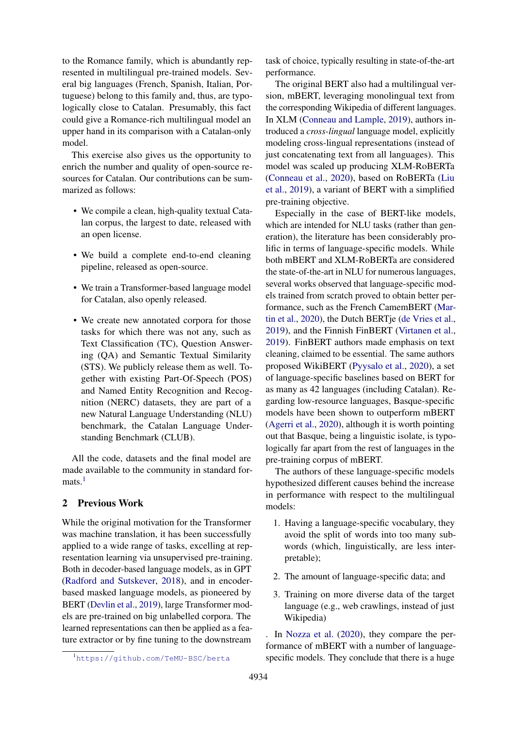to the Romance family, which is abundantly represented in multilingual pre-trained models. Several big languages (French, Spanish, Italian, Portuguese) belong to this family and, thus, are typologically close to Catalan. Presumably, this fact could give a Romance-rich multilingual model an upper hand in its comparison with a Catalan-only model.

This exercise also gives us the opportunity to enrich the number and quality of open-source resources for Catalan. Our contributions can be summarized as follows:

- We compile a clean, high-quality textual Catalan corpus, the largest to date, released with an open license.
- We build a complete end-to-end cleaning pipeline, released as open-source.
- We train a Transformer-based language model for Catalan, also openly released.
- We create new annotated corpora for those tasks for which there was not any, such as Text Classification (TC), Question Answering (QA) and Semantic Textual Similarity (STS). We publicly release them as well. Together with existing Part-Of-Speech (POS) and Named Entity Recognition and Recognition (NERC) datasets, they are part of a new Natural Language Understanding (NLU) benchmark, the Catalan Language Understanding Benchmark (CLUB).

All the code, datasets and the final model are made available to the community in standard formats.[1]

## 2 Previous Work

While the original motivation for the Transformer was machine translation, it has been successfully applied to a wide range of tasks, excelling at representation learning via unsupervised pre-training. Both in decoder-based language models, as in GPT (Radford and Sutskever, 2018), and in encoder-based masked language models, as pioneered by BERT (Devlin et al., 2019), large Transformer models are pre-trained on big unlabelled corpora. The learned representations can then be applied as a feature extractor or by fine tuning to the downstream task of choice, typically resulting in state-of-the-art performance.

The original BERT also had a multilingual version, mBERT, leveraging monolingual text from the corresponding Wikipedia of different languages. In XLM (Conneau and Lample, 2019), authors introduced a *cross-lingual* language model, explicitly modeling cross-lingual representations (instead of just concatenating text from all languages). This model was scaled up producing XLM-RoBERTa (Conneau et al., 2020), based on RoBERTa (Liu et al., 2019), a variant of BERT with a simplified pre-training objective.

Especially in the case of BERT-like models, which are intended for NLU tasks (rather than generation), the literature has been considerably prolific in terms of language-specific models. While both mBERT and XLM-RoBERTa are considered the state-of-the-art in NLU for numerous languages, several works observed that language-specific models trained from scratch proved to obtain better performance, such as the French CamemBERT (Martin et al., 2020), the Dutch BERTje (de Vries et al., 2019), and the Finnish FinBERT (Virtanen et al., 2019). FinBERT authors made emphasis on text cleaning, claimed to be essential. The same authors proposed WikiBERT (Pyysalo et al., 2020), a set of language-specific baselines based on BERT for as many as 42 languages (including Catalan). Regarding low-resource languages, Basque-specific models have been shown to outperform mBERT (Agerri et al., 2020), although it is worth pointing out that Basque, being a linguistic isolate, is typologically far apart from the rest of languages in the pre-training corpus of mBERT.

The authors of these language-specific models hypothesized different causes behind the increase in performance with respect to the multilingual models:

1. Having a language-specific vocabulary, they avoid the split of words into too many subwords (which, linguistically, are less interpretable);
2. The amount of language-specific data; and
3. Training on more diverse data of the target language (e.g., web crawlings, instead of just Wikipedia)

. In Nozza et al. (2020), they compare the performance of mBERT with a number of language-specific models. They conclude that there is a huge

[1] https://github.com/TeMU-BSC/berta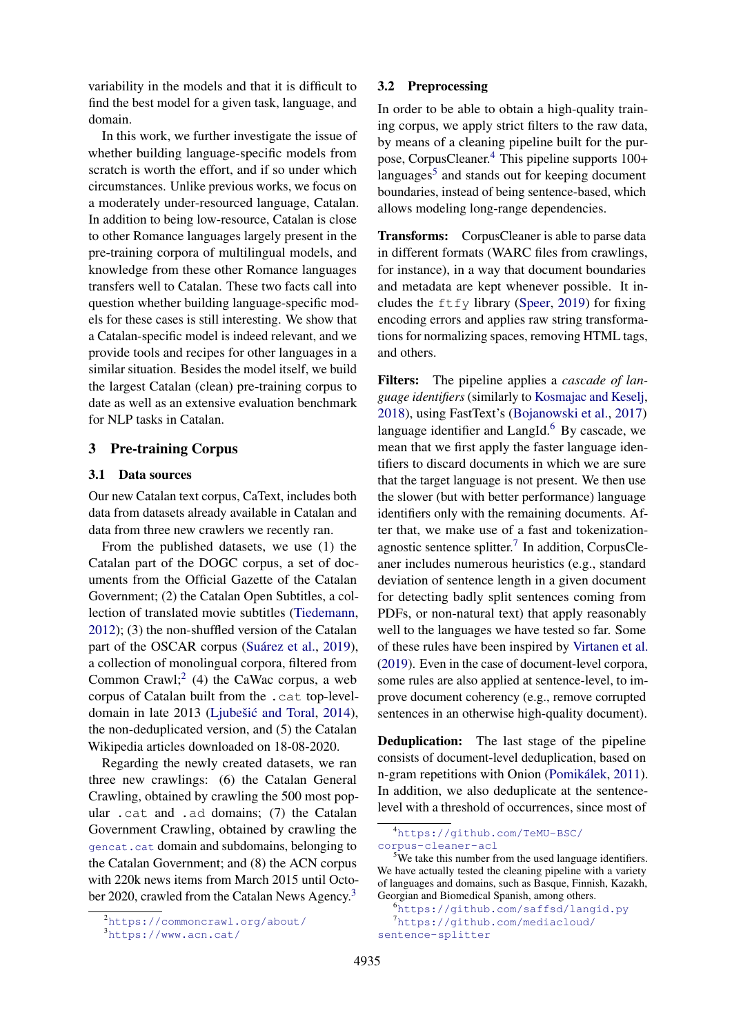variability in the models and that it is difficult to find the best model for a given task, language, and domain.

In this work, we further investigate the issue of whether building language-specific models from scratch is worth the effort, and if so under which circumstances. Unlike previous works, we focus on a moderately under-resourced language, Catalan. In addition to being low-resource, Catalan is close to other Romance languages largely present in the pre-training corpora of multilingual models, and knowledge from these other Romance languages transfers well to Catalan. These two facts call into question whether building language-specific models for these cases is still interesting. We show that a Catalan-specific model is indeed relevant, and we provide tools and recipes for other languages in a similar situation. Besides the model itself, we build the largest Catalan (clean) pre-training corpus to date as well as an extensive evaluation benchmark for NLP tasks in Catalan.

## 3 Pre-training Corpus

### 3.1 Data sources

Our new Catalan text corpus, CaText, includes both data from datasets already available in Catalan and data from three new crawlers we recently ran.

From the published datasets, we use (1) the Catalan part of the DOGC corpus, a set of documents from the Official Gazette of the Catalan Government; (2) the Catalan Open Subtitles, a collection of translated movie subtitles (Tiedemann, 2012); (3) the non-shuffled version of the Catalan part of the OSCAR corpus (Suárez et al., 2019), a collection of monolingual corpora, filtered from Common Crawl;[2] (4) the CaWac corpus, a web corpus of Catalan built from the .cat top-level-domain in late 2013 (Ljubešić and Toral, 2014), the non-deduplicated version, and (5) the Catalan Wikipedia articles downloaded on 18-08-2020.

Regarding the newly created datasets, we ran three new crawlings: (6) the Catalan General Crawling, obtained by crawling the 500 most popular .cat and .ad domains; (7) the Catalan Government Crawling, obtained by crawling the gencat.cat domain and subdomains, belonging to the Catalan Government; and (8) the ACN corpus with 220k news items from March 2015 until October 2020, crawled from the Catalan News Agency.[3]

### 3.2 Preprocessing

In order to be able to obtain a high-quality training corpus, we apply strict filters to the raw data, by means of a cleaning pipeline built for the purpose, CorpusCleaner.[4] This pipeline supports 100+ languages[5] and stands out for keeping document boundaries, instead of being sentence-based, which allows modeling long-range dependencies.

**Transforms:** CorpusCleaner is able to parse data in different formats (WARC files from crawlings, for instance), in a way that document boundaries and metadata are kept whenever possible. It includes the ftfy library (Speer, 2019) for fixing encoding errors and applies raw string transformations for normalizing spaces, removing HTML tags, and others.

**Filters:** The pipeline applies a *cascade of language identifiers* (similarly to Kosmajac and Keselj, 2018), using FastText's (Bojanowski et al., 2017) language identifier and LangId.[6] By cascade, we mean that we first apply the faster language identifiers to discard documents in which we are sure that the target language is not present. We then use the slower (but with better performance) language identifiers only with the remaining documents. After that, we make use of a fast and tokenization-agnostic sentence splitter.[7] In addition, CorpusCleaner includes numerous heuristics (e.g., standard deviation of sentence length in a given document for detecting badly split sentences coming from PDFs, or non-natural text) that apply reasonably well to the languages we have tested so far. Some of these rules have been inspired by Virtanen et al. (2019). Even in the case of document-level corpora, some rules are also applied at sentence-level, to improve document coherency (e.g., remove corrupted sentences in an otherwise high-quality document).

**Deduplication:** The last stage of the pipeline consists of document-level deduplication, based on n-gram repetitions with Onion (Pomikálek, 2011). In addition, we also deduplicate at the sentence-level with a threshold of occurrences, since most of

[2] https://commoncrawl.org/about/

[3] https://www.acn.cat/

[4] https://github.com/TeMU-BSC/corpus-cleaner-acl

[5] We take this number from the used language identifiers. We have actually tested the cleaning pipeline with a variety of languages and domains, such as Basque, Finnish, Kazakh, Georgian and Biomedical Spanish, among others.

[6] https://github.com/saffsd/langid.py

[7] https://github.com/mediacloud/sentence-splitter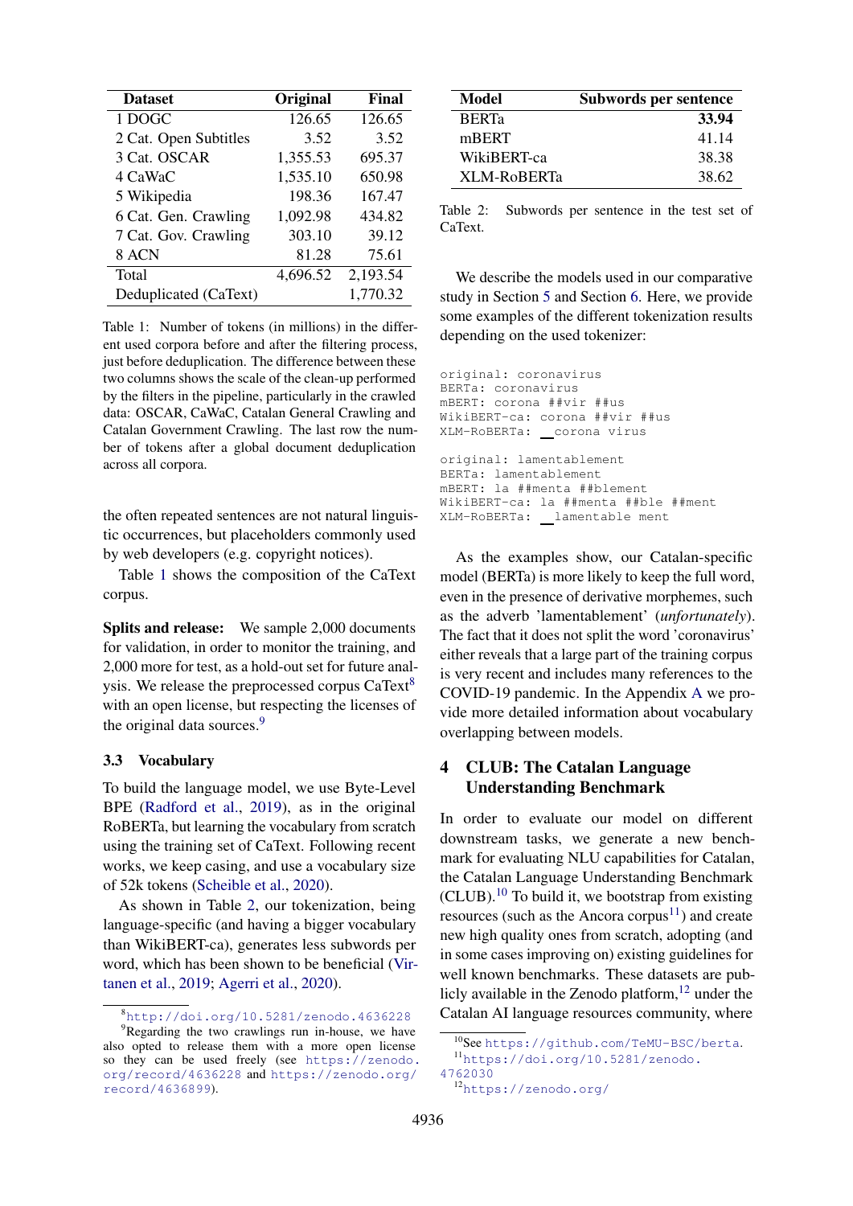| Dataset | Original | Final |
|---|---|---|
| 1 DOGC | 126.65 | 126.65 |
| 2 Cat. Open Subtitles | 3.52 | 3.52 |
| 3 Cat. OSCAR | 1,355.53 | 695.37 |
| 4 CaWaC | 1,535.10 | 650.98 |
| 5 Wikipedia | 198.36 | 167.47 |
| 6 Cat. Gen. Crawling | 1,092.98 | 434.82 |
| 7 Cat. Gov. Crawling | 303.10 | 39.12 |
| 8 ACN | 81.28 | 75.61 |
| Total | 4,696.52 | 2,193.54 |
| Deduplicated (CaText) | | 1,770.32 |

Table 1: Number of tokens (in millions) in the different used corpora before and after the filtering process, just before deduplication. The difference between these two columns shows the scale of the clean-up performed by the filters in the pipeline, particularly in the crawled data: OSCAR, CaWaC, Catalan General Crawling and Catalan Government Crawling. The last row the number of tokens after a global document deduplication across all corpora.

the often repeated sentences are not natural linguistic occurrences, but placeholders commonly used by web developers (e.g. copyright notices).

Table 1 shows the composition of the CaText corpus.

**Splits and release:** We sample 2,000 documents for validation, in order to monitor the training, and 2,000 more for test, as a hold-out set for future analysis. We release the preprocessed corpus CaText[8] with an open license, but respecting the licenses of the original data sources.[9]

### 3.3 Vocabulary

To build the language model, we use Byte-Level BPE (Radford et al., 2019), as in the original RoBERTa, but learning the vocabulary from scratch using the training set of CaText. Following recent works, we keep casing, and use a vocabulary size of 52k tokens (Scheible et al., 2020).

As shown in Table 2, our tokenization, being language-specific (and having a bigger vocabulary than WikiBERT-ca), generates less subwords per word, which has been shown to be beneficial (Virtanen et al., 2019; Agerri et al., 2020).

[8] http://doi.org/10.5281/zenodo.4636228

[9] Regarding the two crawlings run in-house, we have also opted to release them with a more open license so they can be used freely (see https://zenodo.org/record/4636228 and https://zenodo.org/record/4636899).

| Model | Subwords per sentence |
|---|---|
| BERTa | **33.94** |
| mBERT | 41.14 |
| WikiBERT-ca | 38.38 |
| XLM-RoBERTa | 38.62 |

Table 2: Subwords per sentence in the test set of CaText.

We describe the models used in our comparative study in Section 5 and Section 6. Here, we provide some examples of the different tokenization results depending on the used tokenizer:

```
original: coronavirus
BERTa: coronavirus
mBERT: corona ##vir ##us
WikiBERT-ca: corona ##vir ##us
XLM-RoBERTa: _corona virus

original: lamentablement
BERTa: lamentablement
mBERT: la ##menta ##blement
WikiBERT-ca: la ##menta ##ble ##ment
XLM-RoBERTa: _lamentable ment
```

As the examples show, our Catalan-specific model (BERTa) is more likely to keep the full word, even in the presence of derivative morphemes, such as the adverb 'lamentablement' (*unfortunately*). The fact that it does not split the word 'coronavirus' either reveals that a large part of the training corpus is very recent and includes many references to the COVID-19 pandemic. In the Appendix A we provide more detailed information about vocabulary overlapping between models.

## 4 CLUB: The Catalan Language Understanding Benchmark

In order to evaluate our model on different downstream tasks, we generate a new benchmark for evaluating NLU capabilities for Catalan, the Catalan Language Understanding Benchmark (CLUB).[10] To build it, we bootstrap from existing resources (such as the Ancora corpus[11]) and create new high quality ones from scratch, adopting (and in some cases improving on) existing guidelines for well known benchmarks. These datasets are publicly available in the Zenodo platform,[12] under the Catalan AI language resources community, where

[10] See https://github.com/TeMU-BSC/berta.

[11] https://doi.org/10.5281/zenodo.4762030

[12] https://zenodo.org/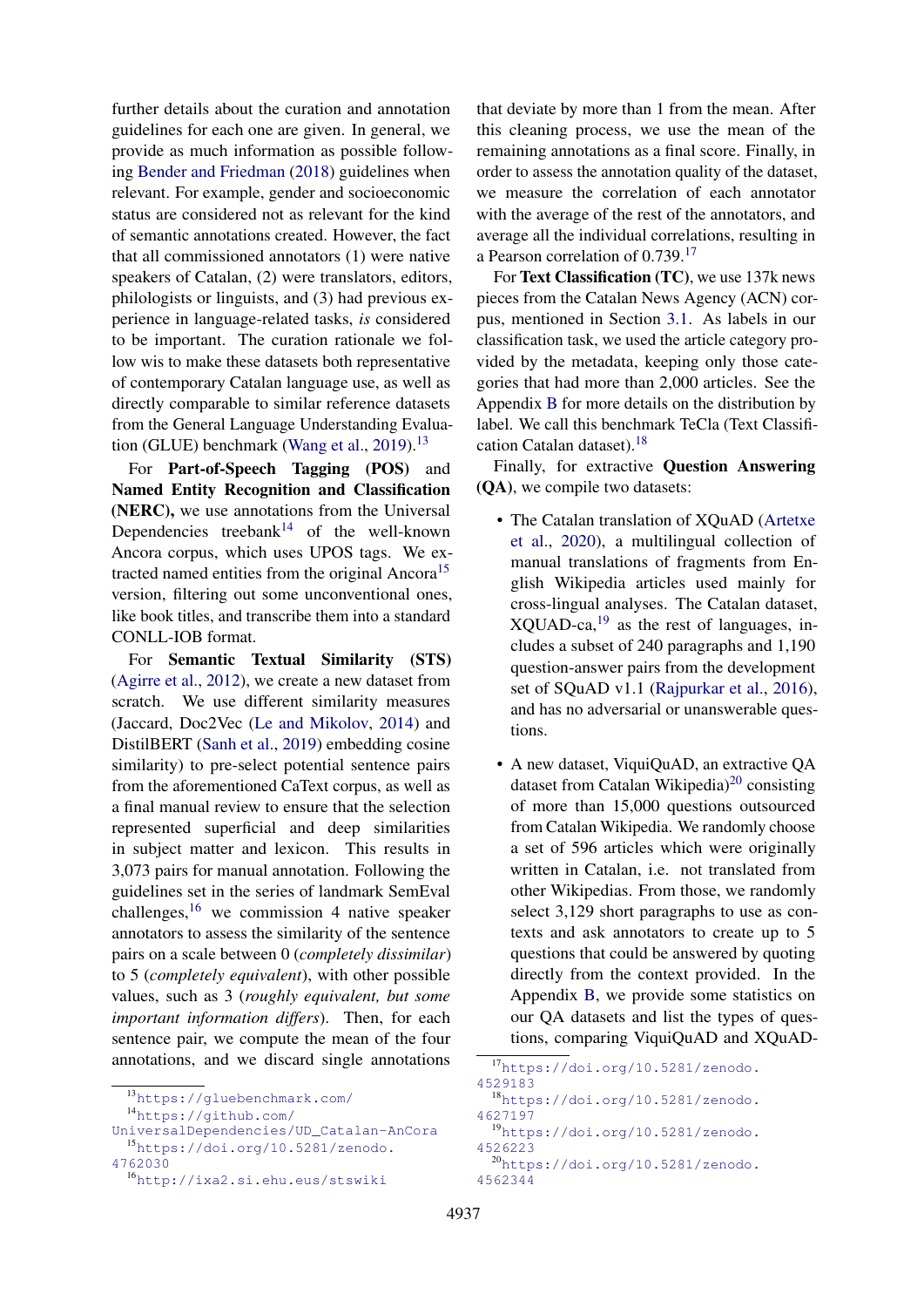further details about the curation and annotation guidelines for each one are given. In general, we provide as much information as possible following Bender and Friedman (2018) guidelines when relevant. For example, gender and socioeconomic status are considered not as relevant for the kind of semantic annotations created. However, the fact that all commissioned annotators (1) were native speakers of Catalan, (2) were translators, editors, philologists or linguists, and (3) had previous experience in language-related tasks, *is* considered to be important. The curation rationale we follow wis to make these datasets both representative of contemporary Catalan language use, as well as directly comparable to similar reference datasets from the General Language Understanding Evaluation (GLUE) benchmark (Wang et al., 2019).[13]

For **Part-of-Speech Tagging (POS)** and **Named Entity Recognition and Classification (NERC),** we use annotations from the Universal Dependencies treebank[14] of the well-known Ancora corpus, which uses UPOS tags. We extracted named entities from the original Ancora[15] version, filtering out some unconventional ones, like book titles, and transcribe them into a standard CONLL-IOB format.

For **Semantic Textual Similarity (STS)** (Agirre et al., 2012), we create a new dataset from scratch. We use different similarity measures (Jaccard, Doc2Vec (Le and Mikolov, 2014) and DistilBERT (Sanh et al., 2019) embedding cosine similarity) to pre-select potential sentence pairs from the aforementioned CaText corpus, as well as a final manual review to ensure that the selection represented superficial and deep similarities in subject matter and lexicon. This results in 3,073 pairs for manual annotation. Following the guidelines set in the series of landmark SemEval challenges,[16] we commission 4 native speaker annotators to assess the similarity of the sentence pairs on a scale between 0 (*completely dissimilar*) to 5 (*completely equivalent*), with other possible values, such as 3 (*roughly equivalent, but some important information differs*). Then, for each sentence pair, we compute the mean of the four annotations, and we discard single annotations that deviate by more than 1 from the mean. After this cleaning process, we use the mean of the remaining annotations as a final score. Finally, in order to assess the annotation quality of the dataset, we measure the correlation of each annotator with the average of the rest of the annotators, and average all the individual correlations, resulting in a Pearson correlation of 0.739.[17]

For **Text Classification (TC)**, we use 137k news pieces from the Catalan News Agency (ACN) corpus, mentioned in Section 3.1. As labels in our classification task, we used the article category provided by the metadata, keeping only those categories that had more than 2,000 articles. See the Appendix B for more details on the distribution by label. We call this benchmark TeCla (Text Classification Catalan dataset).[18]

Finally, for extractive **Question Answering (QA)**, we compile two datasets:

- The Catalan translation of XQuAD (Artetxe et al., 2020), a multilingual collection of manual translations of fragments from English Wikipedia articles used mainly for cross-lingual analyses. The Catalan dataset, XQUAD-ca,[19] as the rest of languages, includes a subset of 240 paragraphs and 1,190 question-answer pairs from the development set of SQuAD v1.1 (Rajpurkar et al., 2016), and has no adversarial or unanswerable questions.
- A new dataset, ViquiQuAD, an extractive QA dataset from Catalan Wikipedia)[20] consisting of more than 15,000 questions outsourced from Catalan Wikipedia. We randomly choose a set of 596 articles which were originally written in Catalan, i.e. not translated from other Wikipedias. From those, we randomly select 3,129 short paragraphs to use as contexts and ask annotators to create up to 5 questions that could be answered by quoting directly from the context provided. In the Appendix B, we provide some statistics on our QA datasets and list the types of questions, comparing ViquiQuAD and XQuAD-

[13] https://gluebenchmark.com/

[14] https://github.com/UniversalDependencies/UD_Catalan-AnCora

[15] https://doi.org/10.5281/zenodo.4762030

[16] http://ixa2.si.ehu.eus/stswiki

[17] https://doi.org/10.5281/zenodo.4529183

[18] https://doi.org/10.5281/zenodo.4627197

[19] https://doi.org/10.5281/zenodo.4526223

[20] https://doi.org/10.5281/zenodo.4562344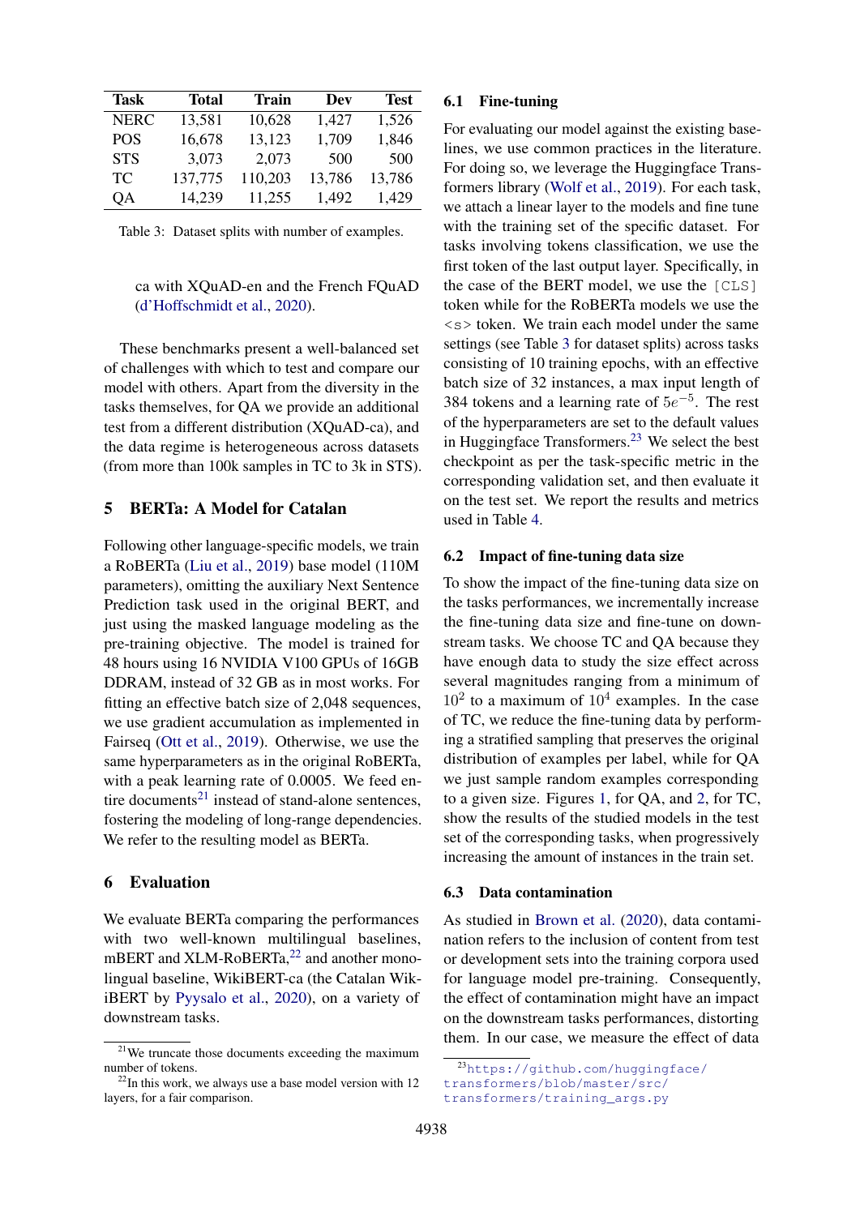| Task | Total | Train | Dev | Test |
|---|---|---|---|---|
| NERC | 13,581 | 10,628 | 1,427 | 1,526 |
| POS | 16,678 | 13,123 | 1,709 | 1,846 |
| STS | 3,073 | 2,073 | 500 | 500 |
| TC | 137,775 | 110,203 | 13,786 | 13,786 |
| QA | 14,239 | 11,255 | 1,492 | 1,429 |

Table 3: Dataset splits with number of examples.

ca with XQuAD-en and the French FQuAD (d'Hoffschmidt et al., 2020).

These benchmarks present a well-balanced set of challenges with which to test and compare our model with others. Apart from the diversity in the tasks themselves, for QA we provide an additional test from a different distribution (XQuAD-ca), and the data regime is heterogeneous across datasets (from more than 100k samples in TC to 3k in STS).

## 5 BERTa: A Model for Catalan

Following other language-specific models, we train a RoBERTa (Liu et al., 2019) base model (110M parameters), omitting the auxiliary Next Sentence Prediction task used in the original BERT, and just using the masked language modeling as the pre-training objective. The model is trained for 48 hours using 16 NVIDIA V100 GPUs of 16GB DDRAM, instead of 32 GB as in most works. For fitting an effective batch size of 2,048 sequences, we use gradient accumulation as implemented in Fairseq (Ott et al., 2019). Otherwise, we use the same hyperparameters as in the original RoBERTa, with a peak learning rate of 0.0005. We feed entire documents[21] instead of stand-alone sentences, fostering the modeling of long-range dependencies. We refer to the resulting model as BERTa.

## 6 Evaluation

We evaluate BERTa comparing the performances with two well-known multilingual baselines, mBERT and XLM-RoBERTa,[22] and another monolingual baseline, WikiBERT-ca (the Catalan WikiBERT by Pyysalo et al., 2020), on a variety of downstream tasks.

[21] We truncate those documents exceeding the maximum number of tokens.

[22] In this work, we always use a base model version with 12 layers, for a fair comparison.

### 6.1 Fine-tuning

For evaluating our model against the existing baselines, we use common practices in the literature. For doing so, we leverage the Huggingface Transformers library (Wolf et al., 2019). For each task, we attach a linear layer to the models and fine tune with the training set of the specific dataset. For tasks involving tokens classification, we use the first token of the last output layer. Specifically, in the case of the BERT model, we use the `[CLS]` token while for the RoBERTa models we use the `<s>` token. We train each model under the same settings (see Table 3 for dataset splits) across tasks consisting of 10 training epochs, with an effective batch size of 32 instances, a max input length of 384 tokens and a learning rate of $5e^{-5}$. The rest of the hyperparameters are set to the default values in Huggingface Transformers.[23] We select the best checkpoint as per the task-specific metric in the corresponding validation set, and then evaluate it on the test set. We report the results and metrics used in Table 4.

### 6.2 Impact of fine-tuning data size

To show the impact of the fine-tuning data size on the tasks performances, we incrementally increase the fine-tuning data size and fine-tune on downstream tasks. We choose TC and QA because they have enough data to study the size effect across several magnitudes ranging from a minimum of $10^2$ to a maximum of $10^4$ examples. In the case of TC, we reduce the fine-tuning data by performing a stratified sampling that preserves the original distribution of examples per label, while for QA we just sample random examples corresponding to a given size. Figures 1, for QA, and 2, for TC, show the results of the studied models in the test set of the corresponding tasks, when progressively increasing the amount of instances in the train set.

### 6.3 Data contamination

As studied in Brown et al. (2020), data contamination refers to the inclusion of content from test or development sets into the training corpora used for language model pre-training. Consequently, the effect of contamination might have an impact on the downstream tasks performances, distorting them. In our case, we measure the effect of data

[23] https://github.com/huggingface/transformers/blob/master/src/transformers/training_args.py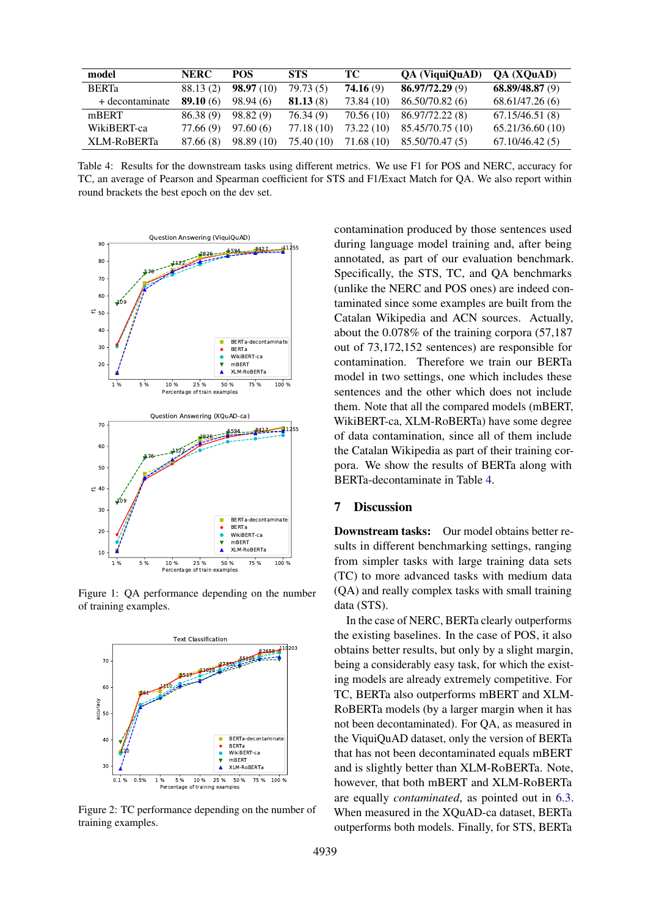| model | NERC | POS | STS | TC | QA (ViquiQuAD) | QA (XQuAD) |
|---|---|---|---|---|---|---|
| BERTa | 88.13 (2) | **98.97** (10) | 79.73 (5) | **74.16** (9) | **86.97/72.29** (9) | **68.89/48.87** (9) |
| + decontaminate | **89.10** (6) | 98.94 (6) | **81.13** (8) | 73.84 (10) | 86.50/70.82 (6) | 68.61/47.26 (6) |
| mBERT | 86.38 (9) | 98.82 (9) | 76.34 (9) | 70.56 (10) | 86.97/72.22 (8) | 67.15/46.51 (8) |
| WikiBERT-ca | 77.66 (9) | 97.60 (6) | 77.18 (10) | 73.22 (10) | 85.45/70.75 (10) | 65.21/36.60 (10) |
| XLM-RoBERTa | 87.66 (8) | 98.89 (10) | 75.40 (10) | 71.68 (10) | 85.50/70.47 (5) | 67.10/46.42 (5) |

Table 4: Results for the downstream tasks using different metrics. We use F1 for POS and NERC, accuracy for TC, an average of Pearson and Spearman coefficient for STS and F1/Exact Match for QA. We also report within round brackets the best epoch on the dev set.

Figure 1: QA performance depending on the number of training examples.

Figure 2: TC performance depending on the number of training examples.

contamination produced by those sentences used during language model training and, after being annotated, as part of our evaluation benchmark. Specifically, the STS, TC, and QA benchmarks (unlike the NERC and POS ones) are indeed contaminated since some examples are built from the Catalan Wikipedia and ACN sources. Actually, about the 0.078% of the training corpora (57,187 out of 73,172,152 sentences) are responsible for contamination. Therefore we train our BERTa model in two settings, one which includes these sentences and the other which does not include them. Note that all the compared models (mBERT, WikiBERT-ca, XLM-RoBERTa) have some degree of data contamination, since all of them include the Catalan Wikipedia as part of their training corpora. We show the results of BERTa along with BERTa-decontaminate in Table 4.

## 7 Discussion

**Downstream tasks:** Our model obtains better results in different benchmarking settings, ranging from simpler tasks with large training data sets (TC) to more advanced tasks with medium data (QA) and really complex tasks with small training data (STS).

In the case of NERC, BERTa clearly outperforms the existing baselines. In the case of POS, it also obtains better results, but only by a slight margin, being a considerably easy task, for which the existing models are already extremely competitive. For TC, BERTa also outperforms mBERT and XLM-RoBERTa models (by a larger margin when it has not been decontaminated). For QA, as measured in the ViquiQuAD dataset, only the version of BERTa that has not been decontaminated equals mBERT and is slightly better than XLM-RoBERTa. Note, however, that both mBERT and XLM-RoBERTa are equally *contaminated*, as pointed out in 6.3. When measured in the XQuAD-ca dataset, BERTa outperforms both models. Finally, for STS, BERTa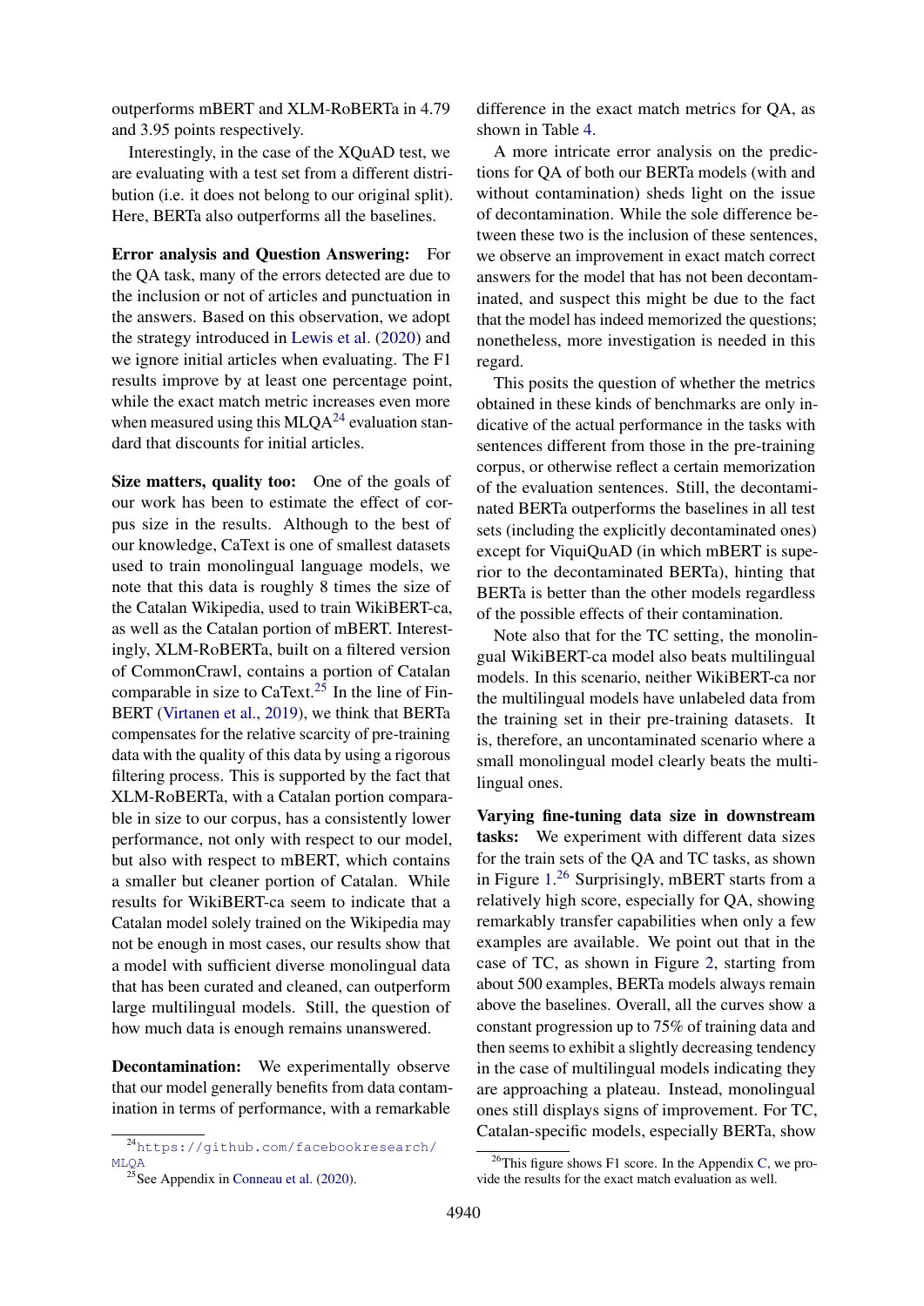outperforms mBERT and XLM-RoBERTa in 4.79 and 3.95 points respectively.

Interestingly, in the case of the XQuAD test, we are evaluating with a test set from a different distribution (i.e. it does not belong to our original split). Here, BERTa also outperforms all the baselines.

**Error analysis and Question Answering:** For the QA task, many of the errors detected are due to the inclusion or not of articles and punctuation in the answers. Based on this observation, we adopt the strategy introduced in Lewis et al. (2020) and we ignore initial articles when evaluating. The F1 results improve by at least one percentage point, while the exact match metric increases even more when measured using this MLQA[24] evaluation standard that discounts for initial articles.

**Size matters, quality too:** One of the goals of our work has been to estimate the effect of corpus size in the results. Although to the best of our knowledge, CaText is one of smallest datasets used to train monolingual language models, we note that this data is roughly 8 times the size of the Catalan Wikipedia, used to train WikiBERT-ca, as well as the Catalan portion of mBERT. Interestingly, XLM-RoBERTa, built on a filtered version of CommonCrawl, contains a portion of Catalan comparable in size to CaText.[25] In the line of FinBERT (Virtanen et al., 2019), we think that BERTa compensates for the relative scarcity of pre-training data with the quality of this data by using a rigorous filtering process. This is supported by the fact that XLM-RoBERTa, with a Catalan portion comparable in size to our corpus, has a consistently lower performance, not only with respect to our model, but also with respect to mBERT, which contains a smaller but cleaner portion of Catalan. While results for WikiBERT-ca seem to indicate that a Catalan model solely trained on the Wikipedia may not be enough in most cases, our results show that a model with sufficient diverse monolingual data that has been curated and cleaned, can outperform large multilingual models. Still, the question of how much data is enough remains unanswered.

**Decontamination:** We experimentally observe that our model generally benefits from data contamination in terms of performance, with a remarkable difference in the exact match metrics for QA, as shown in Table 4.

A more intricate error analysis on the predictions for QA of both our BERTa models (with and without contamination) sheds light on the issue of decontamination. While the sole difference between these two is the inclusion of these sentences, we observe an improvement in exact match correct answers for the model that has not been decontaminated, and suspect this might be due to the fact that the model has indeed memorized the questions; nonetheless, more investigation is needed in this regard.

This posits the question of whether the metrics obtained in these kinds of benchmarks are only indicative of the actual performance in the tasks with sentences different from those in the pre-training corpus, or otherwise reflect a certain memorization of the evaluation sentences. Still, the decontaminated BERTa outperforms the baselines in all test sets (including the explicitly decontaminated ones) except for ViquiQuAD (in which mBERT is superior to the decontaminated BERTa), hinting that BERTa is better than the other models regardless of the possible effects of their contamination.

Note also that for the TC setting, the monolingual WikiBERT-ca model also beats multilingual models. In this scenario, neither WikiBERT-ca nor the multilingual models have unlabeled data from the training set in their pre-training datasets. It is, therefore, an uncontaminated scenario where a small monolingual model clearly beats the multilingual ones.

**Varying fine-tuning data size in downstream tasks:** We experiment with different data sizes for the train sets of the QA and TC tasks, as shown in Figure 1.[26] Surprisingly, mBERT starts from a relatively high score, especially for QA, showing remarkably transfer capabilities when only a few examples are available. We point out that in the case of TC, as shown in Figure 2, starting from about 500 examples, BERTa models always remain above the baselines. Overall, all the curves show a constant progression up to 75% of training data and then seems to exhibit a slightly decreasing tendency in the case of multilingual models indicating they are approaching a plateau. Instead, monolingual ones still displays signs of improvement. For TC, Catalan-specific models, especially BERTa, show

[24] https://github.com/facebookresearch/MLQA

[25] See Appendix in Conneau et al. (2020).

[26] This figure shows F1 score. In the Appendix C, we provide the results for the exact match evaluation as well.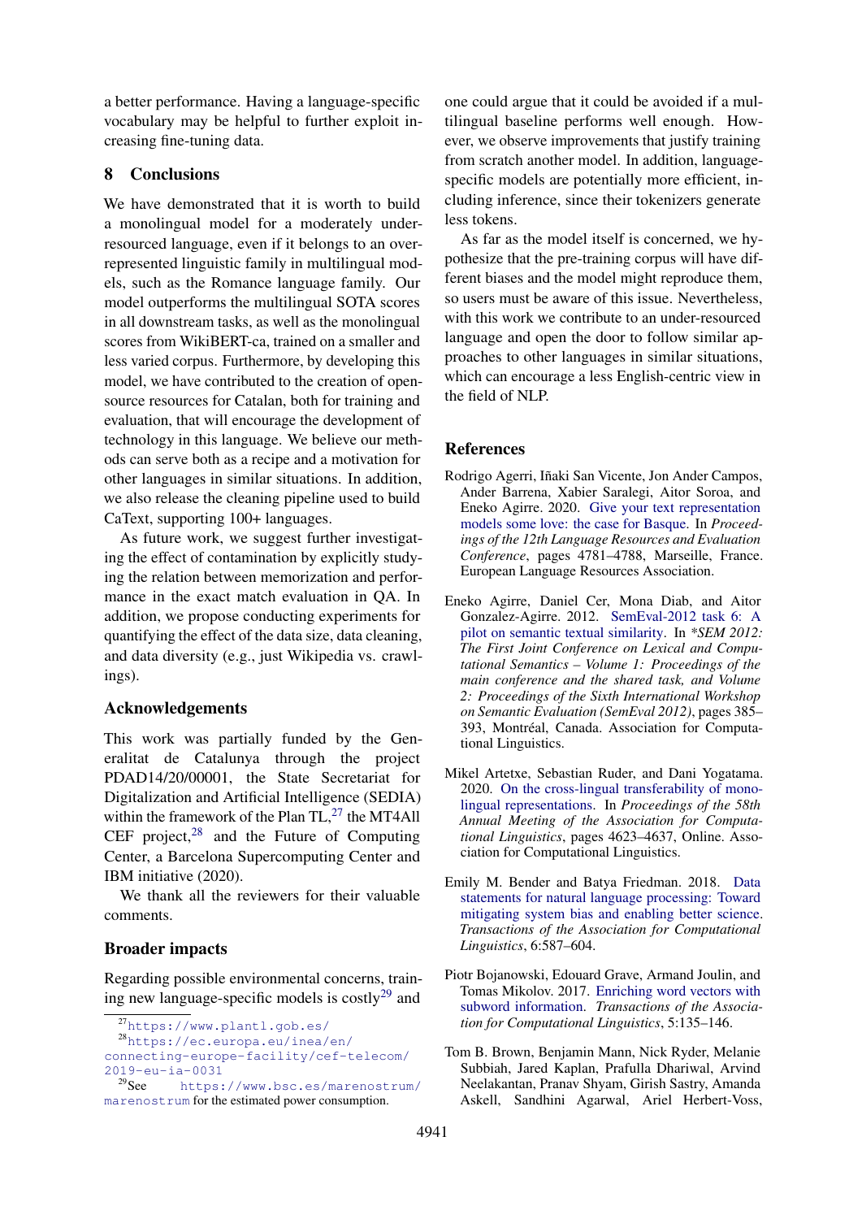a better performance. Having a language-specific vocabulary may be helpful to further exploit increasing fine-tuning data.

## 8 Conclusions

We have demonstrated that it is worth to build a monolingual model for a moderately under-resourced language, even if it belongs to an over-represented linguistic family in multilingual models, such as the Romance language family. Our model outperforms the multilingual SOTA scores in all downstream tasks, as well as the monolingual scores from WikiBERT-ca, trained on a smaller and less varied corpus. Furthermore, by developing this model, we have contributed to the creation of open-source resources for Catalan, both for training and evaluation, that will encourage the development of technology in this language. We believe our methods can serve both as a recipe and a motivation for other languages in similar situations. In addition, we also release the cleaning pipeline used to build CaText, supporting 100+ languages.

As future work, we suggest further investigating the effect of contamination by explicitly studying the relation between memorization and performance in the exact match evaluation in QA. In addition, we propose conducting experiments for quantifying the effect of the data size, data cleaning, and data diversity (e.g., just Wikipedia vs. crawlings).

## Acknowledgements

This work was partially funded by the Generalitat de Catalunya through the project PDAD14/20/00001, the State Secretariat for Digitalization and Artificial Intelligence (SEDIA) within the framework of the Plan TL,[27] the MT4All CEF project,[28] and the Future of Computing Center, a Barcelona Supercomputing Center and IBM initiative (2020).

We thank all the reviewers for their valuable comments.

## Broader impacts

Regarding possible environmental concerns, training new language-specific models is costly[29] and one could argue that it could be avoided if a multilingual baseline performs well enough. However, we observe improvements that justify training from scratch another model. In addition, language-specific models are potentially more efficient, including inference, since their tokenizers generate less tokens.

As far as the model itself is concerned, we hypothesize that the pre-training corpus will have different biases and the model might reproduce them, so users must be aware of this issue. Nevertheless, with this work we contribute to an under-resourced language and open the door to follow similar approaches to other languages in similar situations, which can encourage a less English-centric view in the field of NLP.

[27] https://www.plantl.gob.es/

[28] https://ec.europa.eu/inea/en/connecting-europe-facility/cef-telecom/2019-eu-ia-0031

[29] See https://www.bsc.es/marenostrum/marenostrum for the estimated power consumption.

## References

Rodrigo Agerri, Iñaki San Vicente, Jon Ander Campos, Ander Barrena, Xabier Saralegi, Aitor Soroa, and Eneko Agirre. 2020. Give your text representation models some love: the case for Basque. In *Proceedings of the 12th Language Resources and Evaluation Conference*, pages 4781–4788, Marseille, France. European Language Resources Association.

Eneko Agirre, Daniel Cer, Mona Diab, and Aitor Gonzalez-Agirre. 2012. SemEval-2012 task 6: A pilot on semantic textual similarity. In *\*SEM 2012: The First Joint Conference on Lexical and Computational Semantics – Volume 1: Proceedings of the main conference and the shared task, and Volume 2: Proceedings of the Sixth International Workshop on Semantic Evaluation (SemEval 2012)*, pages 385–393, Montréal, Canada. Association for Computational Linguistics.

Mikel Artetxe, Sebastian Ruder, and Dani Yogatama. 2020. On the cross-lingual transferability of monolingual representations. In *Proceedings of the 58th Annual Meeting of the Association for Computational Linguistics*, pages 4623–4637, Online. Association for Computational Linguistics.

Emily M. Bender and Batya Friedman. 2018. Data statements for natural language processing: Toward mitigating system bias and enabling better science. *Transactions of the Association for Computational Linguistics*, 6:587–604.

Piotr Bojanowski, Edouard Grave, Armand Joulin, and Tomas Mikolov. 2017. Enriching word vectors with subword information. *Transactions of the Association for Computational Linguistics*, 5:135–146.

Tom B. Brown, Benjamin Mann, Nick Ryder, Melanie Subbiah, Jared Kaplan, Prafulla Dhariwal, Arvind Neelakantan, Pranav Shyam, Girish Sastry, Amanda Askell, Sandhini Agarwal, Ariel Herbert-Voss,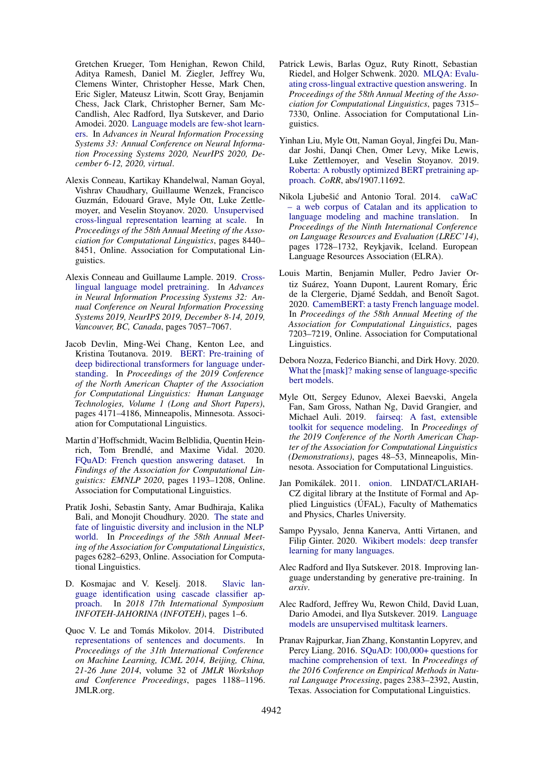Gretchen Krueger, Tom Henighan, Rewon Child, Aditya Ramesh, Daniel M. Ziegler, Jeffrey Wu, Clemens Winter, Christopher Hesse, Mark Chen, Eric Sigler, Mateusz Litwin, Scott Gray, Benjamin Chess, Jack Clark, Christopher Berner, Sam McCandlish, Alec Radford, Ilya Sutskever, and Dario Amodei. 2020. Language models are few-shot learners. In *Advances in Neural Information Processing Systems 33: Annual Conference on Neural Information Processing Systems 2020, NeurIPS 2020, December 6-12, 2020, virtual*.

Alexis Conneau, Kartikay Khandelwal, Naman Goyal, Vishrav Chaudhary, Guillaume Wenzek, Francisco Guzmán, Edouard Grave, Myle Ott, Luke Zettlemoyer, and Veselin Stoyanov. 2020. Unsupervised cross-lingual representation learning at scale. In *Proceedings of the 58th Annual Meeting of the Association for Computational Linguistics*, pages 8440–8451, Online. Association for Computational Linguistics.

Alexis Conneau and Guillaume Lample. 2019. Cross-lingual language model pretraining. In *Advances in Neural Information Processing Systems 32: Annual Conference on Neural Information Processing Systems 2019, NeurIPS 2019, December 8-14, 2019, Vancouver, BC, Canada*, pages 7057–7067.

Jacob Devlin, Ming-Wei Chang, Kenton Lee, and Kristina Toutanova. 2019. BERT: Pre-training of deep bidirectional transformers for language understanding. In *Proceedings of the 2019 Conference of the North American Chapter of the Association for Computational Linguistics: Human Language Technologies, Volume 1 (Long and Short Papers)*, pages 4171–4186, Minneapolis, Minnesota. Association for Computational Linguistics.

Martin d'Hoffschmidt, Wacim Belblidia, Quentin Heinrich, Tom Brendlé, and Maxime Vidal. 2020. FQuAD: French question answering dataset. In *Findings of the Association for Computational Linguistics: EMNLP 2020*, pages 1193–1208, Online. Association for Computational Linguistics.

Pratik Joshi, Sebastin Santy, Amar Budhiraja, Kalika Bali, and Monojit Choudhury. 2020. The state and fate of linguistic diversity and inclusion in the NLP world. In *Proceedings of the 58th Annual Meeting of the Association for Computational Linguistics*, pages 6282–6293, Online. Association for Computational Linguistics.

D. Kosmajac and V. Keselj. 2018. Slavic language identification using cascade classifier approach. In *2018 17th International Symposium INFOTEH-JAHORINA (INFOTEH)*, pages 1–6.

Quoc V. Le and Tomás Mikolov. 2014. Distributed representations of sentences and documents. In *Proceedings of the 31th International Conference on Machine Learning, ICML 2014, Beijing, China, 21-26 June 2014*, volume 32 of *JMLR Workshop and Conference Proceedings*, pages 1188–1196. JMLR.org.

Patrick Lewis, Barlas Oguz, Ruty Rinott, Sebastian Riedel, and Holger Schwenk. 2020. MLQA: Evaluating cross-lingual extractive question answering. In *Proceedings of the 58th Annual Meeting of the Association for Computational Linguistics*, pages 7315–7330, Online. Association for Computational Linguistics.

Yinhan Liu, Myle Ott, Naman Goyal, Jingfei Du, Mandar Joshi, Danqi Chen, Omer Levy, Mike Lewis, Luke Zettlemoyer, and Veselin Stoyanov. 2019. Roberta: A robustly optimized BERT pretraining approach. *CoRR*, abs/1907.11692.

Nikola Ljubešić and Antonio Toral. 2014. caWaC – a web corpus of Catalan and its application to language modeling and machine translation. In *Proceedings of the Ninth International Conference on Language Resources and Evaluation (LREC'14)*, pages 1728–1732, Reykjavik, Iceland. European Language Resources Association (ELRA).

Louis Martin, Benjamin Muller, Pedro Javier Ortiz Suárez, Yoann Dupont, Laurent Romary, Éric de la Clergerie, Djamé Seddah, and Benoît Sagot. 2020. CamemBERT: a tasty French language model. In *Proceedings of the 58th Annual Meeting of the Association for Computational Linguistics*, pages 7203–7219, Online. Association for Computational Linguistics.

Debora Nozza, Federico Bianchi, and Dirk Hovy. 2020. What the [mask]? making sense of language-specific bert models.

Myle Ott, Sergey Edunov, Alexei Baevski, Angela Fan, Sam Gross, Nathan Ng, David Grangier, and Michael Auli. 2019. fairseq: A fast, extensible toolkit for sequence modeling. In *Proceedings of the 2019 Conference of the North American Chapter of the Association for Computational Linguistics (Demonstrations)*, pages 48–53, Minneapolis, Minnesota. Association for Computational Linguistics.

Jan Pomikálek. 2011. onion. LINDAT/CLARIAH-CZ digital library at the Institute of Formal and Applied Linguistics (ÚFAL), Faculty of Mathematics and Physics, Charles University.

Sampo Pyysalo, Jenna Kanerva, Antti Virtanen, and Filip Ginter. 2020. Wikibert models: deep transfer learning for many languages.

Alec Radford and Ilya Sutskever. 2018. Improving language understanding by generative pre-training. In *arxiv*.

Alec Radford, Jeffrey Wu, Rewon Child, David Luan, Dario Amodei, and Ilya Sutskever. 2019. Language models are unsupervised multitask learners.

Pranav Rajpurkar, Jian Zhang, Konstantin Lopyrev, and Percy Liang. 2016. SQuAD: 100,000+ questions for machine comprehension of text. In *Proceedings of the 2016 Conference on Empirical Methods in Natural Language Processing*, pages 2383–2392, Austin, Texas. Association for Computational Linguistics.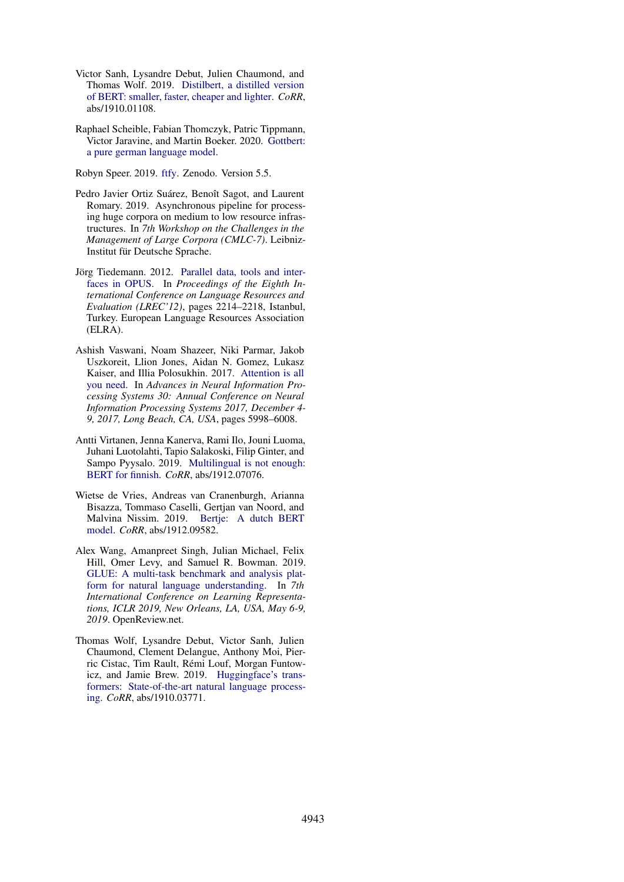Victor Sanh, Lysandre Debut, Julien Chaumond, and Thomas Wolf. 2019. Distilbert, a distilled version of BERT: smaller, faster, cheaper and lighter. *CoRR*, abs/1910.01108.

Raphael Scheible, Fabian Thomczyk, Patric Tippmann, Victor Jaravine, and Martin Boeker. 2020. Gottbert: a pure german language model.

Robyn Speer. 2019. ftfy. Zenodo. Version 5.5.

Pedro Javier Ortiz Suárez, Benoît Sagot, and Laurent Romary. 2019. Asynchronous pipeline for processing huge corpora on medium to low resource infrastructures. In *7th Workshop on the Challenges in the Management of Large Corpora (CMLC-7)*. Leibniz-Institut für Deutsche Sprache.

Jörg Tiedemann. 2012. Parallel data, tools and interfaces in OPUS. In *Proceedings of the Eighth International Conference on Language Resources and Evaluation (LREC'12)*, pages 2214–2218, Istanbul, Turkey. European Language Resources Association (ELRA).

Ashish Vaswani, Noam Shazeer, Niki Parmar, Jakob Uszkoreit, Llion Jones, Aidan N. Gomez, Lukasz Kaiser, and Illia Polosukhin. 2017. Attention is all you need. In *Advances in Neural Information Processing Systems 30: Annual Conference on Neural Information Processing Systems 2017, December 4-9, 2017, Long Beach, CA, USA*, pages 5998–6008.

Antti Virtanen, Jenna Kanerva, Rami Ilo, Jouni Luoma, Juhani Luotolahti, Tapio Salakoski, Filip Ginter, and Sampo Pyysalo. 2019. Multilingual is not enough: BERT for finnish. *CoRR*, abs/1912.07076.

Wietse de Vries, Andreas van Cranenburgh, Arianna Bisazza, Tommaso Caselli, Gertjan van Noord, and Malvina Nissim. 2019. Bertje: A dutch BERT model. *CoRR*, abs/1912.09582.

Alex Wang, Amanpreet Singh, Julian Michael, Felix Hill, Omer Levy, and Samuel R. Bowman. 2019. GLUE: A multi-task benchmark and analysis platform for natural language understanding. In *7th International Conference on Learning Representations, ICLR 2019, New Orleans, LA, USA, May 6-9, 2019*. OpenReview.net.

Thomas Wolf, Lysandre Debut, Victor Sanh, Julien Chaumond, Clement Delangue, Anthony Moi, Pierric Cistac, Tim Rault, Rémi Louf, Morgan Funtowicz, and Jamie Brew. 2019. Huggingface's transformers: State-of-the-art natural language processing. *CoRR*, abs/1910.03771.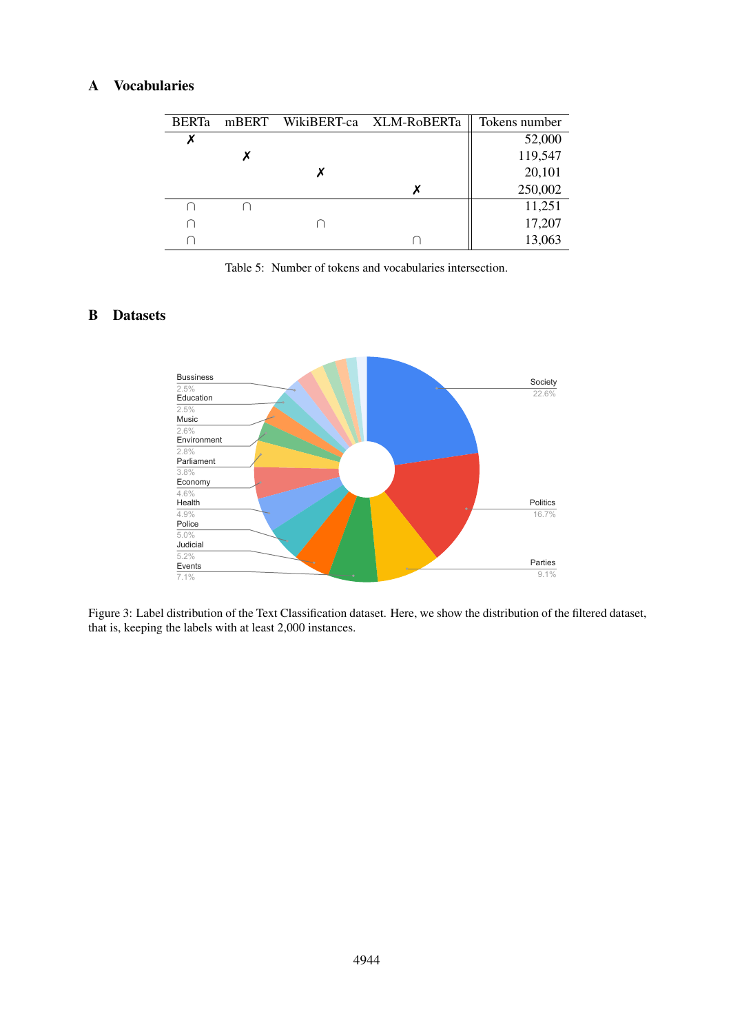## A Vocabularies

| BERTa | mBERT | WikiBERT-ca | XLM-RoBERTa | Tokens number |
|---|---|---|---|---|
| ✗ | | | | 52,000 |
| | ✗ | | | 119,547 |
| | | ✗ | | 20,101 |
| | | | ✗ | 250,002 |
| ∩ | ∩ | | | 11,251 |
| ∩ | | ∩ | | 17,207 |
| ∩ | | | ∩ | 13,063 |

Table 5: Number of tokens and vocabularies intersection.

## B Datasets

Figure 3: Label distribution of the Text Classification dataset. Here, we show the distribution of the filtered dataset, that is, keeping the labels with at least 2,000 instances.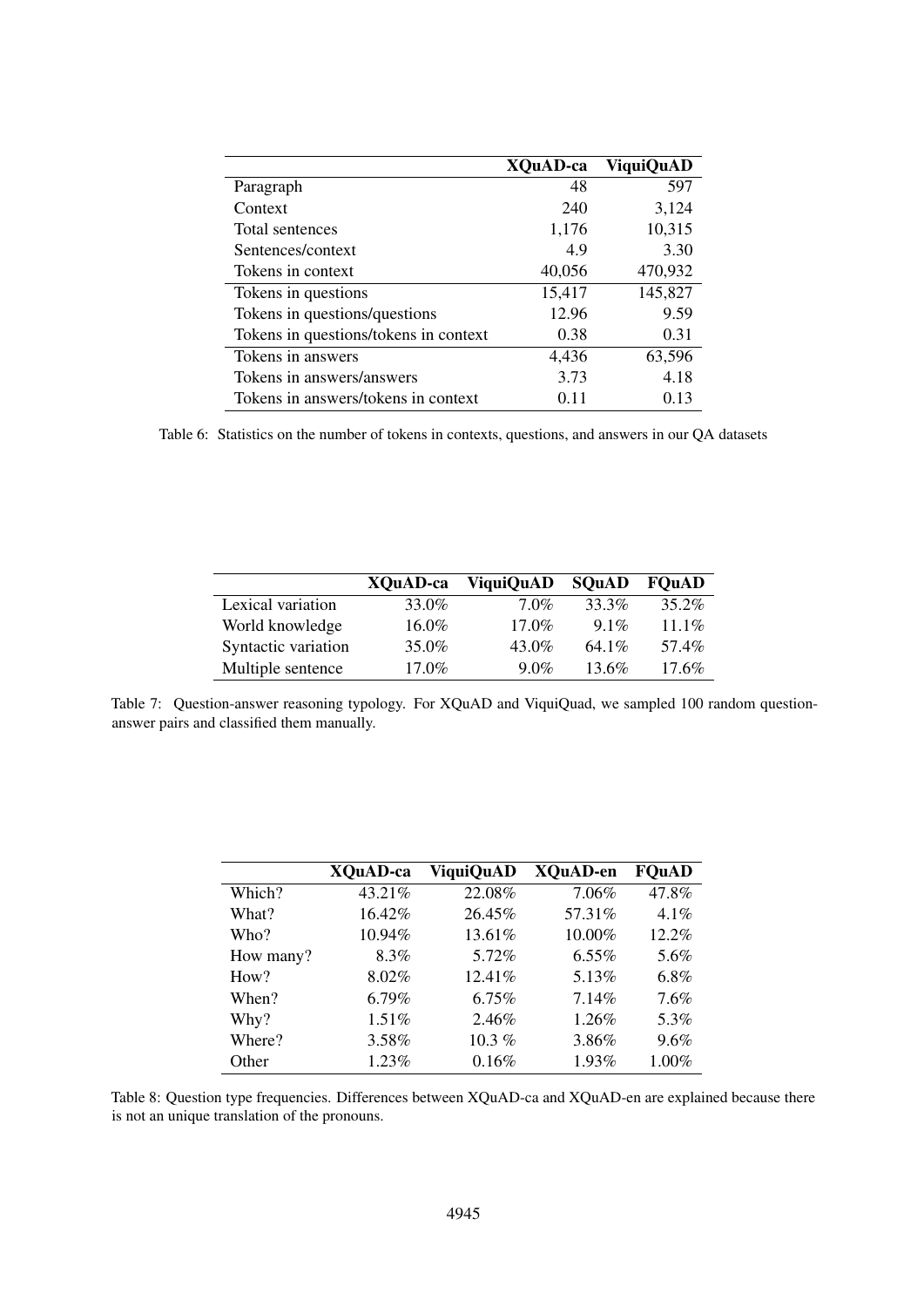| | XQuAD-ca | ViquiQuAD |
|---|---|---|
| Paragraph | 48 | 597 |
| Context | 240 | 3,124 |
| Total sentences | 1,176 | 10,315 |
| Sentences/context | 4.9 | 3.30 |
| Tokens in context | 40,056 | 470,932 |
| Tokens in questions | 15,417 | 145,827 |
| Tokens in questions/questions | 12.96 | 9.59 |
| Tokens in questions/tokens in context | 0.38 | 0.31 |
| Tokens in answers | 4,436 | 63,596 |
| Tokens in answers/answers | 3.73 | 4.18 |
| Tokens in answers/tokens in context | 0.11 | 0.13 |

Table 6: Statistics on the number of tokens in contexts, questions, and answers in our QA datasets

| | XQuAD-ca | ViquiQuAD | SQuAD | FQuAD |
|---|---|---|---|---|
| Lexical variation | 33.0% | 7.0% | 33.3% | 35.2% |
| World knowledge | 16.0% | 17.0% | 9.1% | 11.1% |
| Syntactic variation | 35.0% | 43.0% | 64.1% | 57.4% |
| Multiple sentence | 17.0% | 9.0% | 13.6% | 17.6% |

Table 7: Question-answer reasoning typology. For XQuAD and ViquiQuad, we sampled 100 random question-answer pairs and classified them manually.

| | XQuAD-ca | ViquiQuAD | XQuAD-en | FQuAD |
|---|---|---|---|---|
| Which? | 43.21% | 22.08% | 7.06% | 47.8% |
| What? | 16.42% | 26.45% | 57.31% | 4.1% |
| Who? | 10.94% | 13.61% | 10.00% | 12.2% |
| How many? | 8.3% | 5.72% | 6.55% | 5.6% |
| How? | 8.02% | 12.41% | 5.13% | 6.8% |
| When? | 6.79% | 6.75% | 7.14% | 7.6% |
| Why? | 1.51% | 2.46% | 1.26% | 5.3% |
| Where? | 3.58% | 10.3 % | 3.86% | 9.6% |
| Other | 1.23% | 0.16% | 1.93% | 1.00% |

Table 8: Question type frequencies. Differences between XQuAD-ca and XQuAD-en are explained because there is not an unique translation of the pronouns.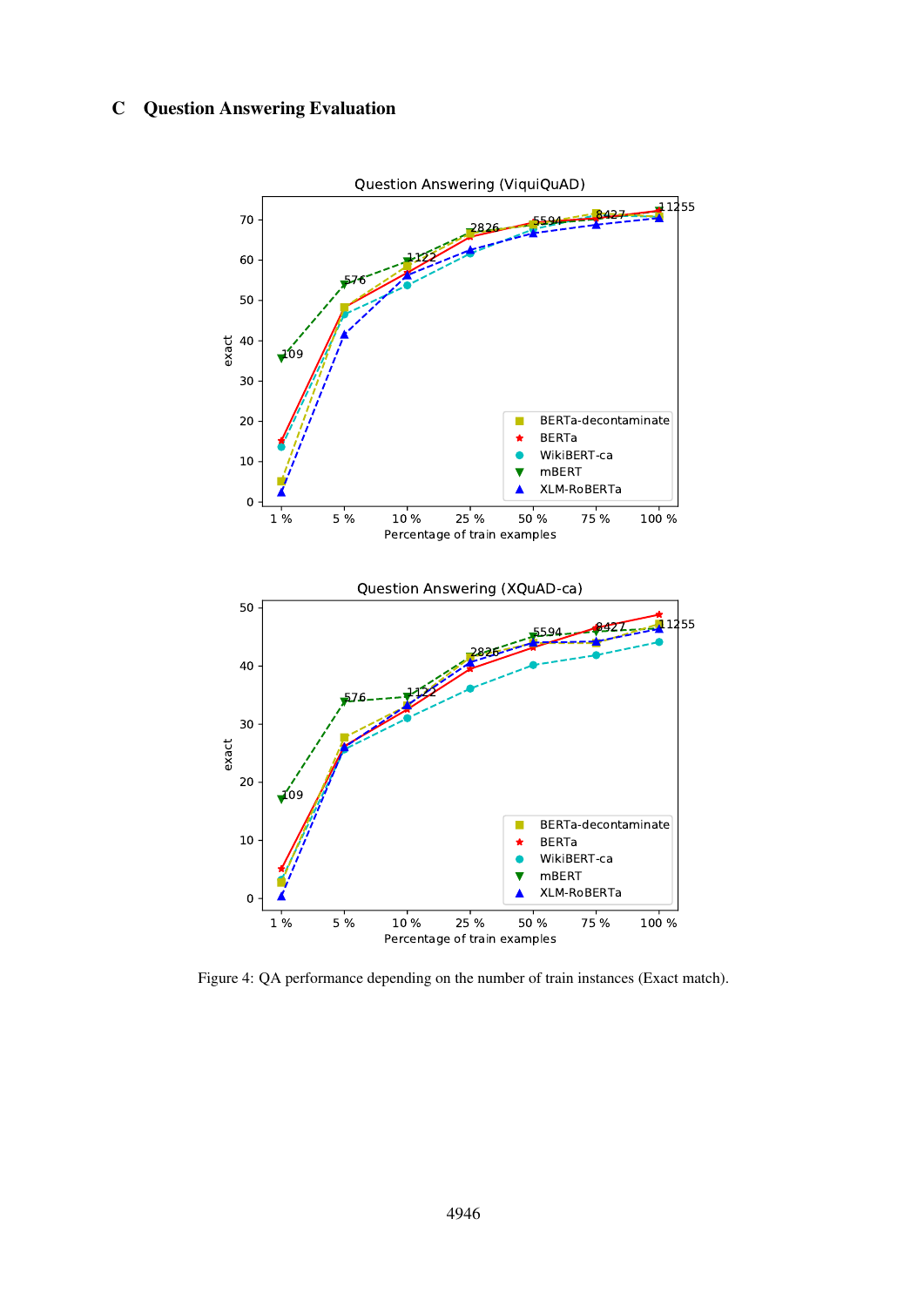## C Question Answering Evaluation

Question Answering (ViquiQuAD)

exact

Percentage of train examples

1 % 5 % 10 % 25 % 50 % 75 % 100 %

109 576 1122 2826 5594 8427 11255

BERTa-decontaminate
BERTa
WikiBERT-ca
mBERT
XLM-RoBERTa

Question Answering (XQuAD-ca)

exact

Percentage of train examples

1 % 5 % 10 % 25 % 50 % 75 % 100 %

109 576 1122 2826 5594 8427 11255

BERTa-decontaminate
BERTa
WikiBERT-ca
mBERT
XLM-RoBERTa

Figure 4: QA performance depending on the number of train instances (Exact match).